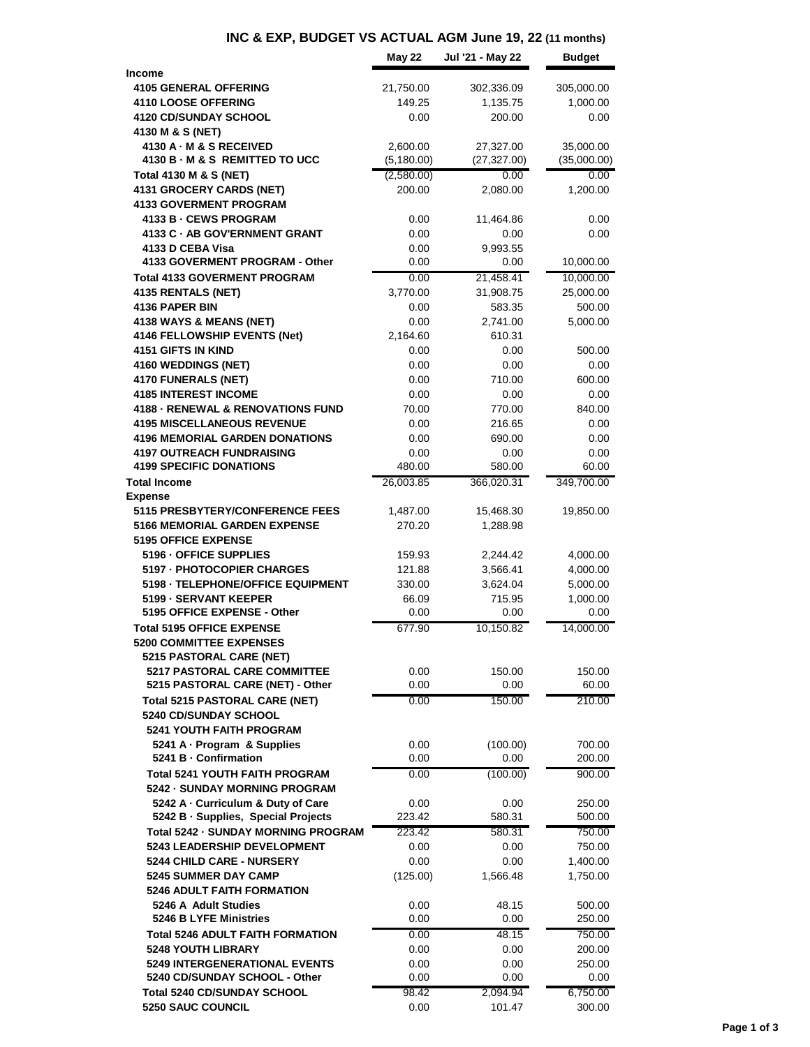# INC & EXP, BUDGET VS ACTUAL AGM June 19, 22 (11 months)

| | May 22 | Jul '21 - May 22 | Budget |
|---|---|---|---|
| **Income** | | | |
| 4105 GENERAL OFFERING | 21,750.00 | 302,336.09 | 305,000.00 |
| 4110 LOOSE OFFERING | 149.25 | 1,135.75 | 1,000.00 |
| 4120 CD/SUNDAY SCHOOL | 0.00 | 200.00 | 0.00 |
| 4130 M & S (NET) | | | |
| 4130 A · M & S RECEIVED | 2,600.00 | 27,327.00 | 35,000.00 |
| 4130 B · M & S REMITTED TO UCC | (5,180.00) | (27,327.00) | (35,000.00) |
| Total 4130 M & S (NET) | (2,580.00) | 0.00 | 0.00 |
| 4131 GROCERY CARDS (NET) | 200.00 | 2,080.00 | 1,200.00 |
| 4133 GOVERMENT PROGRAM | | | |
| 4133 B · CEWS PROGRAM | 0.00 | 11,464.86 | 0.00 |
| 4133 C · AB GOV'ERNMENT GRANT | 0.00 | 0.00 | 0.00 |
| 4133 D CEBA Visa | 0.00 | 9,993.55 | |
| 4133 GOVERMENT PROGRAM - Other | 0.00 | 0.00 | 10,000.00 |
| Total 4133 GOVERMENT PROGRAM | 0.00 | 21,458.41 | 10,000.00 |
| 4135 RENTALS (NET) | 3,770.00 | 31,908.75 | 25,000.00 |
| 4136 PAPER BIN | 0.00 | 583.35 | 500.00 |
| 4138 WAYS & MEANS (NET) | 0.00 | 2,741.00 | 5,000.00 |
| 4146 FELLOWSHIP EVENTS (Net) | 2,164.60 | 610.31 | |
| 4151 GIFTS IN KIND | 0.00 | 0.00 | 500.00 |
| 4160 WEDDINGS (NET) | 0.00 | 0.00 | 0.00 |
| 4170 FUNERALS (NET) | 0.00 | 710.00 | 600.00 |
| 4185 INTEREST INCOME | 0.00 | 0.00 | 0.00 |
| 4188 · RENEWAL & RENOVATIONS FUND | 70.00 | 770.00 | 840.00 |
| 4195 MISCELLANEOUS REVENUE | 0.00 | 216.65 | 0.00 |
| 4196 MEMORIAL GARDEN DONATIONS | 0.00 | 690.00 | 0.00 |
| 4197 OUTREACH FUNDRAISING | 0.00 | 0.00 | 0.00 |
| 4199 SPECIFIC DONATIONS | 480.00 | 580.00 | 60.00 |
| **Total Income** | 26,003.85 | 366,020.31 | 349,700.00 |
| **Expense** | | | |
| 5115 PRESBYTERY/CONFERENCE FEES | 1,487.00 | 15,468.30 | 19,850.00 |
| 5166 MEMORIAL GARDEN EXPENSE | 270.20 | 1,288.98 | |
| 5195 OFFICE EXPENSE | | | |
| 5196 · OFFICE SUPPLIES | 159.93 | 2,244.42 | 4,000.00 |
| 5197 · PHOTOCOPIER CHARGES | 121.88 | 3,566.41 | 4,000.00 |
| 5198 · TELEPHONE/OFFICE EQUIPMENT | 330.00 | 3,624.04 | 5,000.00 |
| 5199 · SERVANT KEEPER | 66.09 | 715.95 | 1,000.00 |
| 5195 OFFICE EXPENSE - Other | 0.00 | 0.00 | 0.00 |
| Total 5195 OFFICE EXPENSE | 677.90 | 10,150.82 | 14,000.00 |
| 5200 COMMITTEE EXPENSES | | | |
| 5215 PASTORAL CARE (NET) | | | |
| 5217 PASTORAL CARE COMMITTEE | 0.00 | 150.00 | 150.00 |
| 5215 PASTORAL CARE (NET) - Other | 0.00 | 0.00 | 60.00 |
| Total 5215 PASTORAL CARE (NET) | 0.00 | 150.00 | 210.00 |
| 5240 CD/SUNDAY SCHOOL | | | |
| 5241 YOUTH FAITH PROGRAM | | | |
| 5241 A · Program & Supplies | 0.00 | (100.00) | 700.00 |
| 5241 B · Confirmation | 0.00 | 0.00 | 200.00 |
| Total 5241 YOUTH FAITH PROGRAM | 0.00 | (100.00) | 900.00 |
| 5242 · SUNDAY MORNING PROGRAM | | | |
| 5242 A · Curriculum & Duty of Care | 0.00 | 0.00 | 250.00 |
| 5242 B · Supplies, Special Projects | 223.42 | 580.31 | 500.00 |
| Total 5242 · SUNDAY MORNING PROGRAM | 223.42 | 580.31 | 750.00 |
| 5243 LEADERSHIP DEVELOPMENT | 0.00 | 0.00 | 750.00 |
| 5244 CHILD CARE - NURSERY | 0.00 | 0.00 | 1,400.00 |
| 5245 SUMMER DAY CAMP | (125.00) | 1,566.48 | 1,750.00 |
| 5246 ADULT FAITH FORMATION | | | |
| 5246 A Adult Studies | 0.00 | 48.15 | 500.00 |
| 5246 B LYFE Ministries | 0.00 | 0.00 | 250.00 |
| Total 5246 ADULT FAITH FORMATION | 0.00 | 48.15 | 750.00 |
| 5248 YOUTH LIBRARY | 0.00 | 0.00 | 200.00 |
| 5249 INTERGENERATIONAL EVENTS | 0.00 | 0.00 | 250.00 |
| 5240 CD/SUNDAY SCHOOL - Other | 0.00 | 0.00 | 0.00 |
| Total 5240 CD/SUNDAY SCHOOL | 98.42 | 2,094.94 | 6,750.00 |
| 5250 SAUC COUNCIL | 0.00 | 101.47 | 300.00 |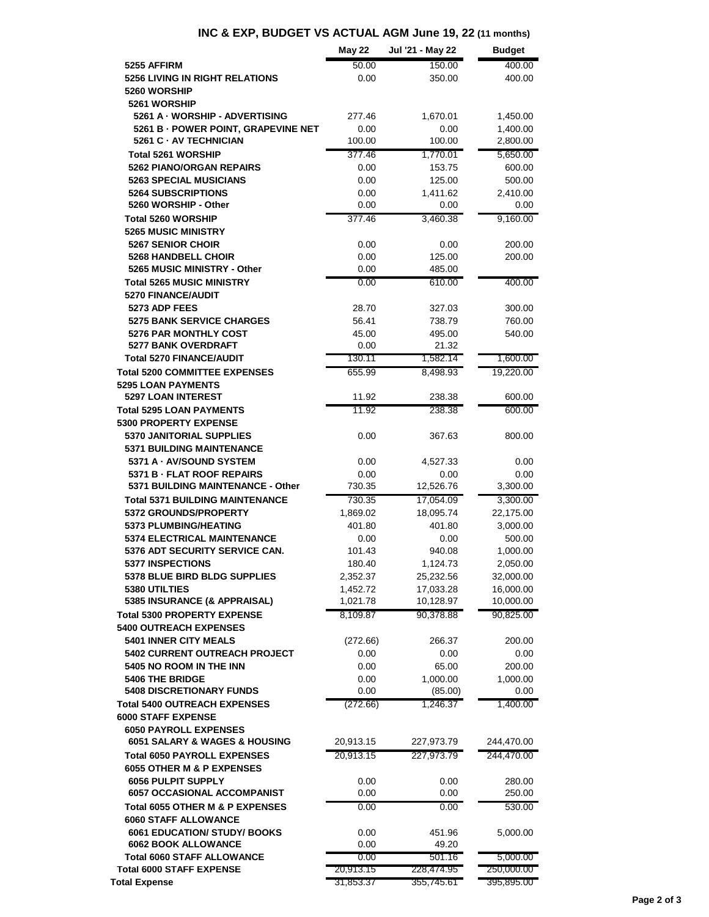# INC & EXP, BUDGET VS ACTUAL AGM June 19, 22 (11 months)

| | May 22 | Jul '21 - May 22 | Budget |
|---|---|---|---|
| 5255 AFFIRM | 50.00 | 150.00 | 400.00 |
| 5256 LIVING IN RIGHT RELATIONS | 0.00 | 350.00 | 400.00 |
| 5260 WORSHIP | | | |
| 5261 WORSHIP | | | |
| 5261 A · WORSHIP - ADVERTISING | 277.46 | 1,670.01 | 1,450.00 |
| 5261 B · POWER POINT, GRAPEVINE NET | 0.00 | 0.00 | 1,400.00 |
| 5261 C · AV TECHNICIAN | 100.00 | 100.00 | 2,800.00 |
| Total 5261 WORSHIP | 377.46 | 1,770.01 | 5,650.00 |
| 5262 PIANO/ORGAN REPAIRS | 0.00 | 153.75 | 600.00 |
| 5263 SPECIAL MUSICIANS | 0.00 | 125.00 | 500.00 |
| 5264 SUBSCRIPTIONS | 0.00 | 1,411.62 | 2,410.00 |
| 5260 WORSHIP - Other | 0.00 | 0.00 | 0.00 |
| Total 5260 WORSHIP | 377.46 | 3,460.38 | 9,160.00 |
| 5265 MUSIC MINISTRY | | | |
| 5267 SENIOR CHOIR | 0.00 | 0.00 | 200.00 |
| 5268 HANDBELL CHOIR | 0.00 | 125.00 | 200.00 |
| 5265 MUSIC MINISTRY - Other | 0.00 | 485.00 | |
| Total 5265 MUSIC MINISTRY | 0.00 | 610.00 | 400.00 |
| 5270 FINANCE/AUDIT | | | |
| 5273 ADP FEES | 28.70 | 327.03 | 300.00 |
| 5275 BANK SERVICE CHARGES | 56.41 | 738.79 | 760.00 |
| 5276 PAR MONTHLY COST | 45.00 | 495.00 | 540.00 |
| 5277 BANK OVERDRAFT | 0.00 | 21.32 | |
| Total 5270 FINANCE/AUDIT | 130.11 | 1,582.14 | 1,600.00 |
| Total 5200 COMMITTEE EXPENSES | 655.99 | 8,498.93 | 19,220.00 |
| 5295 LOAN PAYMENTS | | | |
| 5297 LOAN INTEREST | 11.92 | 238.38 | 600.00 |
| Total 5295 LOAN PAYMENTS | 11.92 | 238.38 | 600.00 |
| 5300 PROPERTY EXPENSE | | | |
| 5370 JANITORIAL SUPPLIES | 0.00 | 367.63 | 800.00 |
| 5371 BUILDING MAINTENANCE | | | |
| 5371 A · AV/SOUND SYSTEM | 0.00 | 4,527.33 | 0.00 |
| 5371 B · FLAT ROOF REPAIRS | 0.00 | 0.00 | 0.00 |
| 5371 BUILDING MAINTENANCE - Other | 730.35 | 12,526.76 | 3,300.00 |
| Total 5371 BUILDING MAINTENANCE | 730.35 | 17,054.09 | 3,300.00 |
| 5372 GROUNDS/PROPERTY | 1,869.02 | 18,095.74 | 22,175.00 |
| 5373 PLUMBING/HEATING | 401.80 | 401.80 | 3,000.00 |
| 5374 ELECTRICAL MAINTENANCE | 0.00 | 0.00 | 500.00 |
| 5376 ADT SECURITY SERVICE CAN. | 101.43 | 940.08 | 1,000.00 |
| 5377 INSPECTIONS | 180.40 | 1,124.73 | 2,050.00 |
| 5378 BLUE BIRD BLDG SUPPLIES | 2,352.37 | 25,232.56 | 32,000.00 |
| 5380 UTILTIES | 1,452.72 | 17,033.28 | 16,000.00 |
| 5385 INSURANCE (& APPRAISAL) | 1,021.78 | 10,128.97 | 10,000.00 |
| Total 5300 PROPERTY EXPENSE | 8,109.87 | 90,378.88 | 90,825.00 |
| 5400 OUTREACH EXPENSES | | | |
| 5401 INNER CITY MEALS | (272.66) | 266.37 | 200.00 |
| 5402 CURRENT OUTREACH PROJECT | 0.00 | 0.00 | 0.00 |
| 5405 NO ROOM IN THE INN | 0.00 | 65.00 | 200.00 |
| 5406 THE BRIDGE | 0.00 | 1,000.00 | 1,000.00 |
| 5408 DISCRETIONARY FUNDS | 0.00 | (85.00) | 0.00 |
| Total 5400 OUTREACH EXPENSES | (272.66) | 1,246.37 | 1,400.00 |
| 6000 STAFF EXPENSE | | | |
| 6050 PAYROLL EXPENSES | | | |
| 6051 SALARY & WAGES & HOUSING | 20,913.15 | 227,973.79 | 244,470.00 |
| Total 6050 PAYROLL EXPENSES | 20,913.15 | 227,973.79 | 244,470.00 |
| 6055 OTHER M & P EXPENSES | | | |
| 6056 PULPIT SUPPLY | 0.00 | 0.00 | 280.00 |
| 6057 OCCASIONAL ACCOMPANIST | 0.00 | 0.00 | 250.00 |
| Total 6055 OTHER M & P EXPENSES | 0.00 | 0.00 | 530.00 |
| 6060 STAFF ALLOWANCE | | | |
| 6061 EDUCATION/ STUDY/ BOOKS | 0.00 | 451.96 | 5,000.00 |
| 6062 BOOK ALLOWANCE | 0.00 | 49.20 | |
| Total 6060 STAFF ALLOWANCE | 0.00 | 501.16 | 5,000.00 |
| Total 6000 STAFF EXPENSE | 20,913.15 | 228,474.95 | 250,000.00 |
| Total Expense | 31,853.37 | 355,745.61 | 395,895.00 |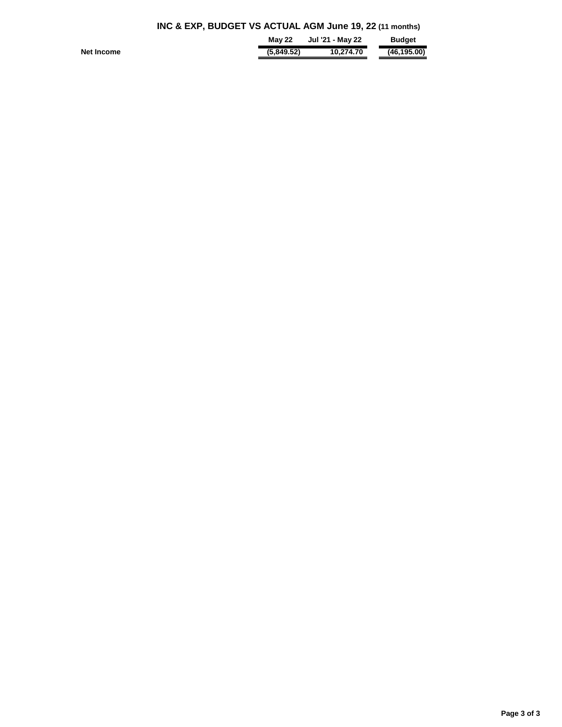## INC & EXP, BUDGET VS ACTUAL AGM June 19, 22 (11 months)

| | May 22 | Jul '21 - May 22 | Budget |
|---|---|---|---|
| **Net Income** | **(5,849.52)** | **10,274.70** | **(46,195.00)** |